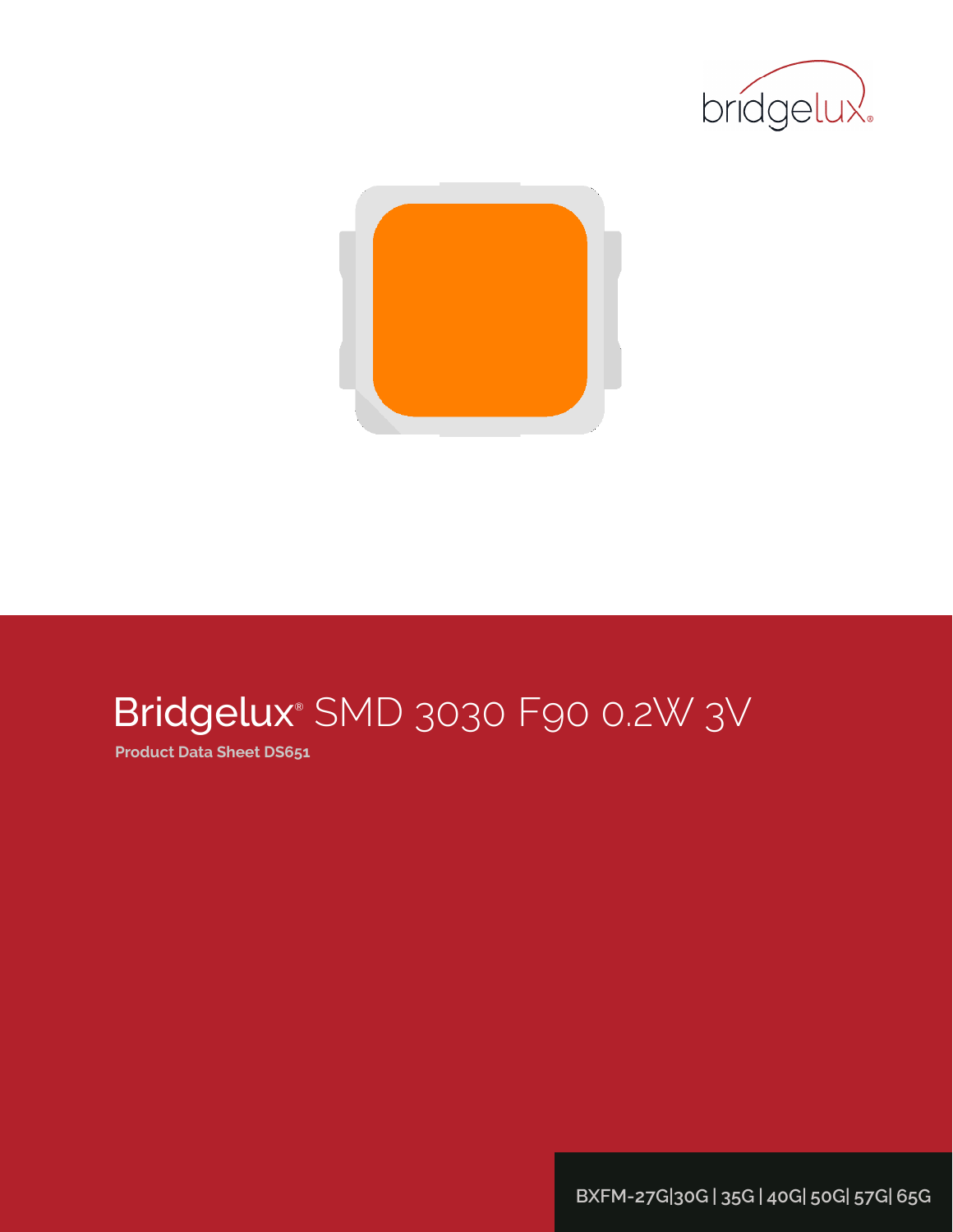# Bridgelux® SMD 3030 F90 0.2W 3V

**Product Data Sheet DS651**

BXFM-27G|30G | 35G | 40G| 50G| 57G| 65G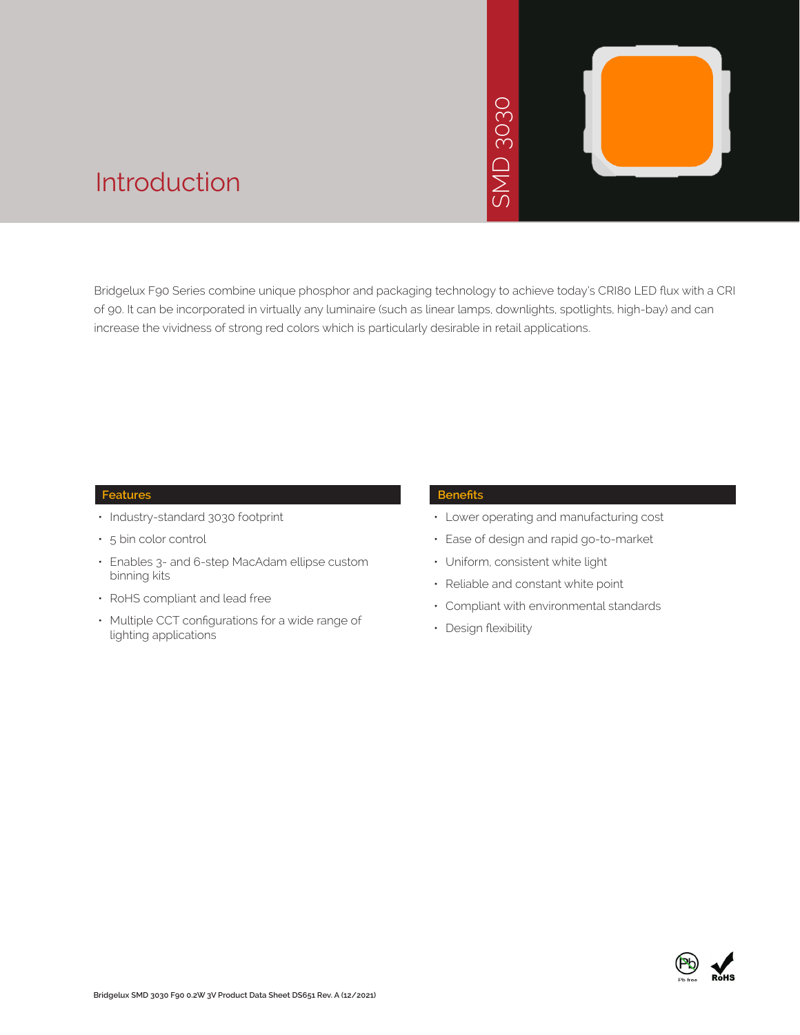# Introduction

SMD 3030

Bridgelux F90 Series combine unique phosphor and packaging technology to achieve today's CRI80 LED flux with a CRI of 90. It can be incorporated in virtually any luminaire (such as linear lamps, downlights, spotlights, high-bay) and can increase the vividness of strong red colors which is particularly desirable in retail applications.

## Features

- Industry-standard 3030 footprint
- 5 bin color control
- Enables 3- and 6-step MacAdam ellipse custom binning kits
- RoHS compliant and lead free
- Multiple CCT configurations for a wide range of lighting applications

## Benefits

- Lower operating and manufacturing cost
- Ease of design and rapid go-to-market
- Uniform, consistent white light
- Reliable and constant white point
- Compliant with environmental standards
- Design flexibility

Pb free

RoHS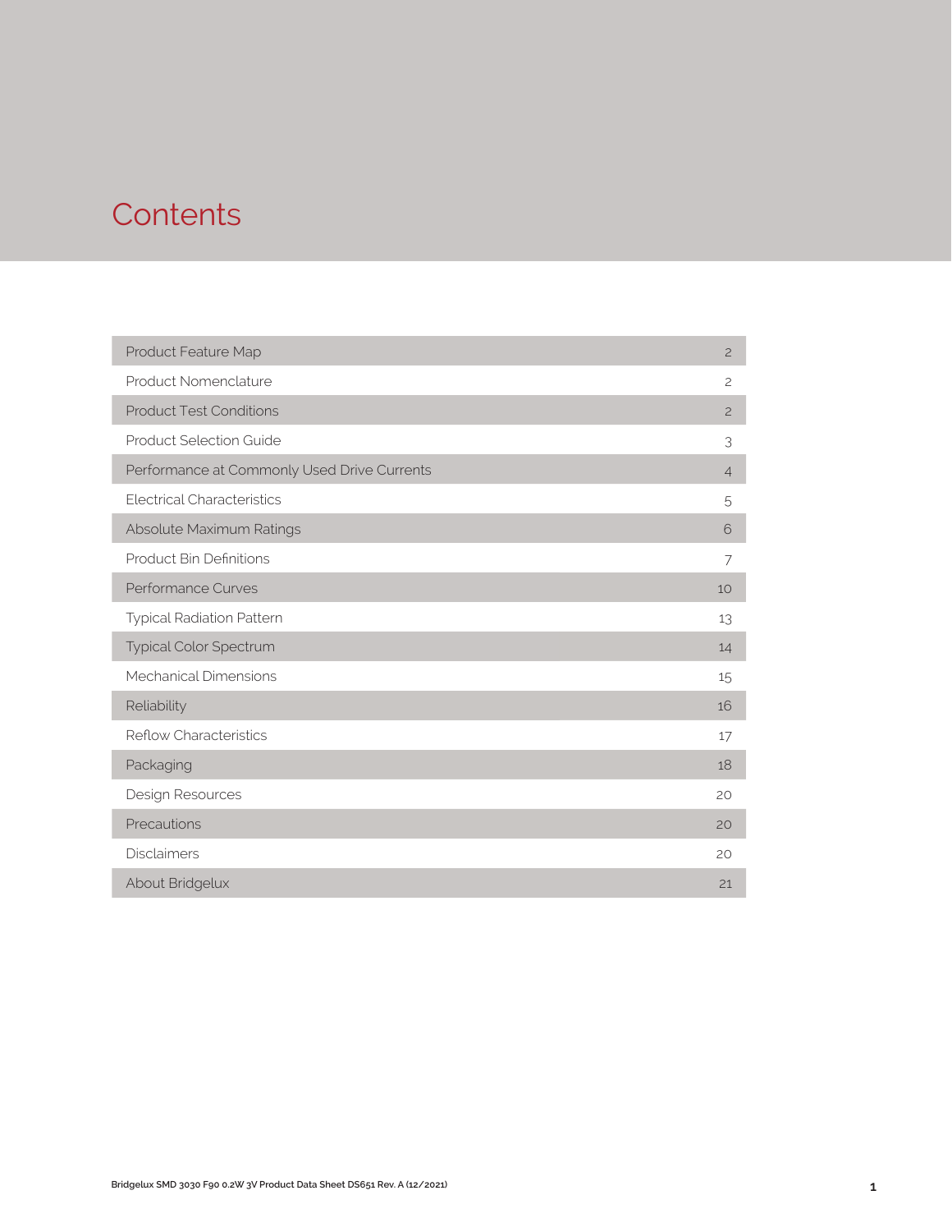# Contents

| | |
|---|---|
| Product Feature Map | 2 |
| Product Nomenclature | 2 |
| Product Test Conditions | 2 |
| Product Selection Guide | 3 |
| Performance at Commonly Used Drive Currents | 4 |
| Electrical Characteristics | 5 |
| Absolute Maximum Ratings | 6 |
| Product Bin Definitions | 7 |
| Performance Curves | 10 |
| Typical Radiation Pattern | 13 |
| Typical Color Spectrum | 14 |
| Mechanical Dimensions | 15 |
| Reliability | 16 |
| Reflow Characteristics | 17 |
| Packaging | 18 |
| Design Resources | 20 |
| Precautions | 20 |
| Disclaimers | 20 |
| About Bridgelux | 21 |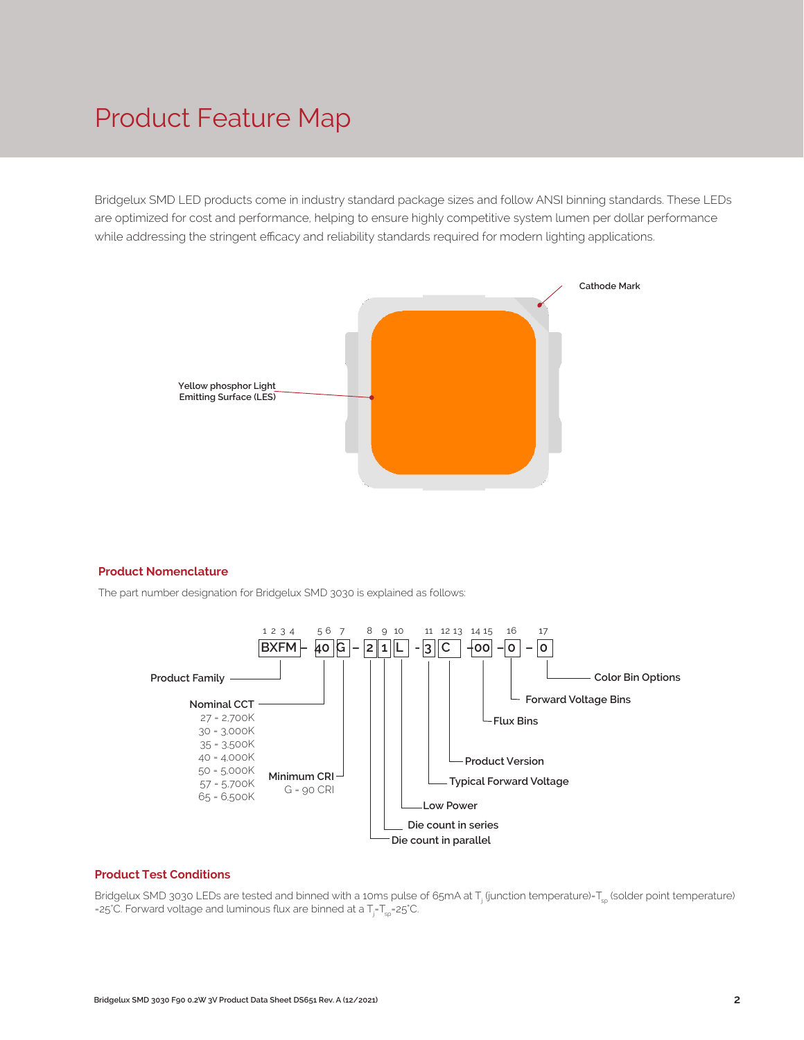# Product Feature Map

Bridgelux SMD LED products come in industry standard package sizes and follow ANSI binning standards. These LEDs are optimized for cost and performance, helping to ensure highly competitive system lumen per dollar performance while addressing the stringent efficacy and reliability standards required for modern lighting applications.

Cathode Mark

Yellow phosphor Light Emitting Surface (LES)

### Product Nomenclature

The part number designation for Bridgelux SMD 3030 is explained as follows:

1 2 3 4 | 5 6 | 7 | 8 | 9 | 10 | 11 | 12 13 | 14 15 | 16 | 17

BXFM – 40 G – 2 1 L – 3 C – 00 – 0 – 0

Product Family

Nominal CCT
27 = 2,700K
30 = 3,000K
35 = 3,500K
40 = 4,000K
50 = 5,000K
57 = 5,700K
65 = 6,500K

Minimum CRI
G = 90 CRI

Die count in parallel

Die count in series

Low Power

Typical Forward Voltage

Product Version

Flux Bins

Forward Voltage Bins

Color Bin Options

### Product Test Conditions

Bridgelux SMD 3030 LEDs are tested and binned with a 10ms pulse of 65mA at $T_j$ (junction temperature)=$T_{sp}$ (solder point temperature) =25°C. Forward voltage and luminous flux are binned at a $T_j$=$T_{sp}$=25°C.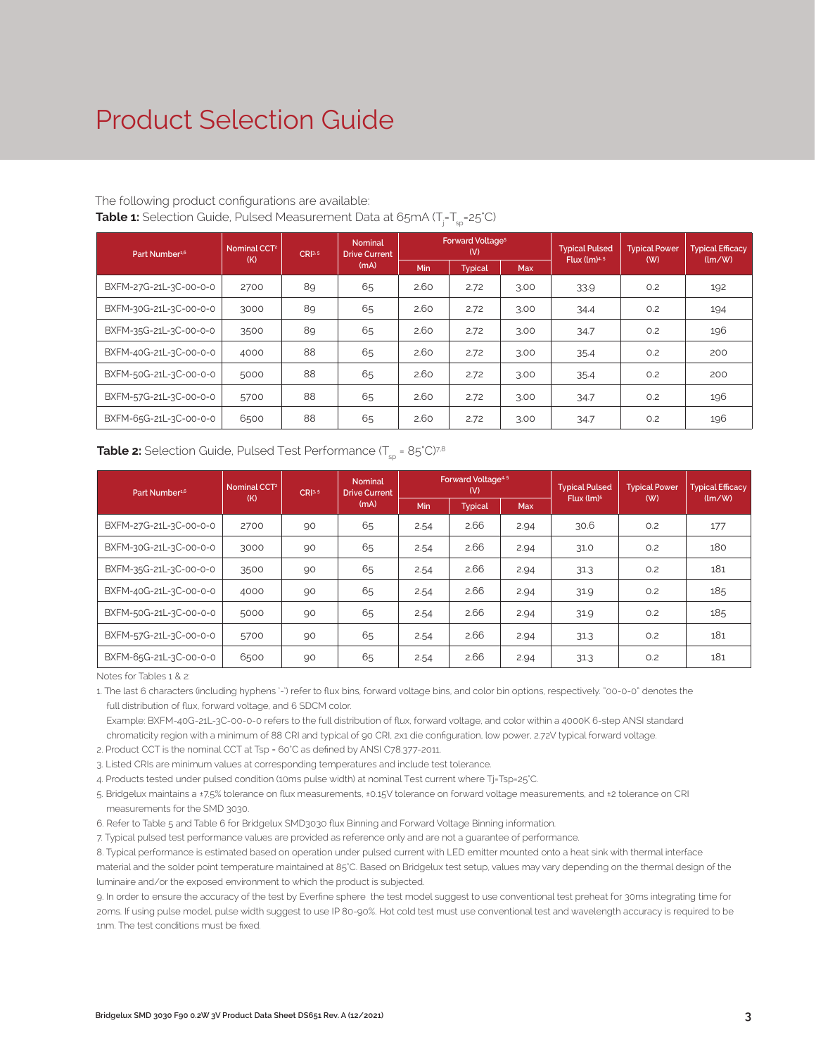# Product Selection Guide

The following product configurations are available:

**Table 1:** Selection Guide, Pulsed Measurement Data at 65mA ($T_j$=$T_{sp}$=25°C)

| Part Number[1,6] | Nominal CCT[2] (K) | CRI[3,5] | Nominal Drive Current (mA) | Forward Voltage[5] (V) | | | Typical Pulsed Flux (lm)[4,5] | Typical Power (W) | Typical Efficacy (lm/W) |
|---|---|---|---|---|---|---|---|---|---|
| | | | | Min | Typical | Max | | | |
| BXFM-27G-21L-3C-00-0-0 | 2700 | 89 | 65 | 2.60 | 2.72 | 3.00 | 33.9 | 0.2 | 192 |
| BXFM-30G-21L-3C-00-0-0 | 3000 | 89 | 65 | 2.60 | 2.72 | 3.00 | 34.4 | 0.2 | 194 |
| BXFM-35G-21L-3C-00-0-0 | 3500 | 89 | 65 | 2.60 | 2.72 | 3.00 | 34.7 | 0.2 | 196 |
| BXFM-40G-21L-3C-00-0-0 | 4000 | 88 | 65 | 2.60 | 2.72 | 3.00 | 35.4 | 0.2 | 200 |
| BXFM-50G-21L-3C-00-0-0 | 5000 | 88 | 65 | 2.60 | 2.72 | 3.00 | 35.4 | 0.2 | 200 |
| BXFM-57G-21L-3C-00-0-0 | 5700 | 88 | 65 | 2.60 | 2.72 | 3.00 | 34.7 | 0.2 | 196 |
| BXFM-65G-21L-3C-00-0-0 | 6500 | 88 | 65 | 2.60 | 2.72 | 3.00 | 34.7 | 0.2 | 196 |

**Table 2:** Selection Guide, Pulsed Test Performance ($T_{sp}$ = 85°C)[7,8]

| Part Number[1,6] | Nominal CCT[2] (K) | CRI[3,5] | Nominal Drive Current (mA) | Forward Voltage[4,5] (V) | | | Typical Pulsed Flux (lm)[5] | Typical Power (W) | Typical Efficacy (lm/W) |
|---|---|---|---|---|---|---|---|---|---|
| | | | | Min | Typical | Max | | | |
| BXFM-27G-21L-3C-00-0-0 | 2700 | 90 | 65 | 2.54 | 2.66 | 2.94 | 30.6 | 0.2 | 177 |
| BXFM-30G-21L-3C-00-0-0 | 3000 | 90 | 65 | 2.54 | 2.66 | 2.94 | 31.0 | 0.2 | 180 |
| BXFM-35G-21L-3C-00-0-0 | 3500 | 90 | 65 | 2.54 | 2.66 | 2.94 | 31.3 | 0.2 | 181 |
| BXFM-40G-21L-3C-00-0-0 | 4000 | 90 | 65 | 2.54 | 2.66 | 2.94 | 31.9 | 0.2 | 185 |
| BXFM-50G-21L-3C-00-0-0 | 5000 | 90 | 65 | 2.54 | 2.66 | 2.94 | 31.9 | 0.2 | 185 |
| BXFM-57G-21L-3C-00-0-0 | 5700 | 90 | 65 | 2.54 | 2.66 | 2.94 | 31.3 | 0.2 | 181 |
| BXFM-65G-21L-3C-00-0-0 | 6500 | 90 | 65 | 2.54 | 2.66 | 2.94 | 31.3 | 0.2 | 181 |

Notes for Tables 1 & 2:

1. The last 6 characters (including hyphens '-') refer to flux bins, forward voltage bins, and color bin options, respectively. "00-0-0" denotes the full distribution of flux, forward voltage, and 6 SDCM color.
   Example: BXFM-40G-21L-3C-00-0-0 refers to the full distribution of flux, forward voltage, and color within a 4000K 6-step ANSI standard chromaticity region with a minimum of 88 CRI and typical of 90 CRI, 2x1 die configuration, low power, 2.72V typical forward voltage.
2. Product CCT is the nominal CCT at Tsp = 60°C as defined by ANSI C78.377-2011.
3. Listed CRIs are minimum values at corresponding temperatures and include test tolerance.
4. Products tested under pulsed condition (10ms pulse width) at nominal Test current where Tj=Tsp=25°C.
5. Bridgelux maintains a ±7.5% tolerance on flux measurements, ±0.15V tolerance on forward voltage measurements, and ±2 tolerance on CRI measurements for the SMD 3030.
6. Refer to Table 5 and Table 6 for Bridgelux SMD3030 flux Binning and Forward Voltage Binning information.
7. Typical pulsed test performance values are provided as reference only and are not a guarantee of performance.
8. Typical performance is estimated based on operation under pulsed current with LED emitter mounted onto a heat sink with thermal interface material and the solder point temperature maintained at 85°C. Based on Bridgelux test setup, values may vary depending on the thermal design of the luminaire and/or the exposed environment to which the product is subjected.
9. In order to ensure the accuracy of the test by Everfine sphere the test model suggest to use conventional test preheat for 30ms integrating time for 20ms. If using pulse model, pulse width suggest to use IP 80-90%. Hot cold test must use conventional test and wavelength accuracy is required to be 1nm. The test conditions must be fixed.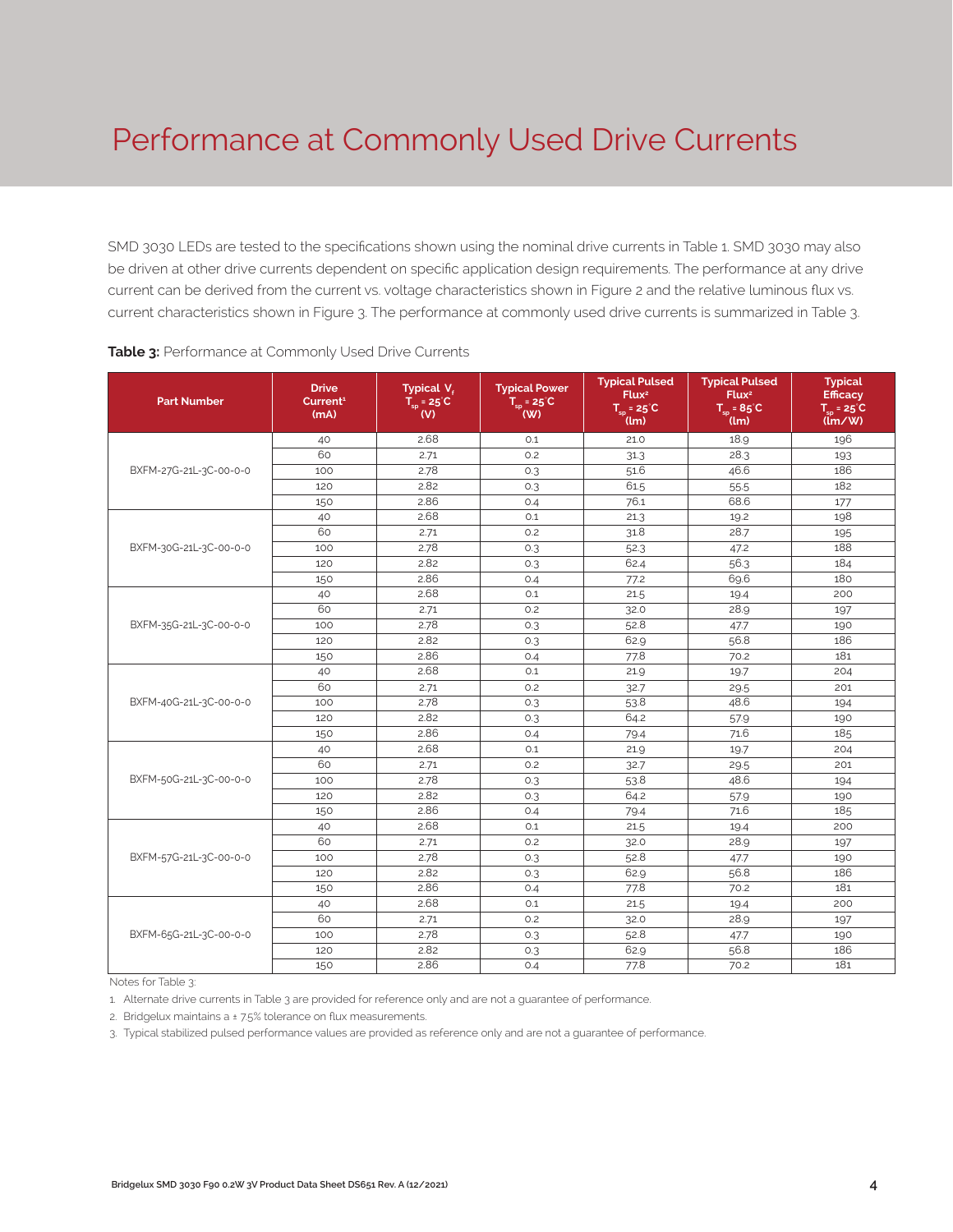# Performance at Commonly Used Drive Currents

SMD 3030 LEDs are tested to the specifications shown using the nominal drive currents in Table 1. SMD 3030 may also be driven at other drive currents dependent on specific application design requirements. The performance at any drive current can be derived from the current vs. voltage characteristics shown in Figure 2 and the relative luminous flux vs. current characteristics shown in Figure 3. The performance at commonly used drive currents is summarized in Table 3.

**Table 3:** Performance at Commonly Used Drive Currents

| Part Number | Drive Current[1] (mA) | Typical $V_f$ $T_{sp}$ = 25°C (V) | Typical Power $T_{sp}$ = 25°C (W) | Typical Pulsed Flux[2] $T_{sp}$ = 25°C (lm) | Typical Pulsed Flux[2] $T_{sp}$ = 85°C (lm) | Typical Efficacy $T_{sp}$ = 25°C (lm/W) |
|---|---|---|---|---|---|---|
| BXFM-27G-21L-3C-00-0-0 | 40 | 2.68 | 0.1 | 21.0 | 18.9 | 196 |
| | 60 | 2.71 | 0.2 | 31.3 | 28.3 | 193 |
| | 100 | 2.78 | 0.3 | 51.6 | 46.6 | 186 |
| | 120 | 2.82 | 0.3 | 61.5 | 55.5 | 182 |
| | 150 | 2.86 | 0.4 | 76.1 | 68.6 | 177 |
| BXFM-30G-21L-3C-00-0-0 | 40 | 2.68 | 0.1 | 21.3 | 19.2 | 198 |
| | 60 | 2.71 | 0.2 | 31.8 | 28.7 | 195 |
| | 100 | 2.78 | 0.3 | 52.3 | 47.2 | 188 |
| | 120 | 2.82 | 0.3 | 62.4 | 56.3 | 184 |
| | 150 | 2.86 | 0.4 | 77.2 | 69.6 | 180 |
| BXFM-35G-21L-3C-00-0-0 | 40 | 2.68 | 0.1 | 21.5 | 19.4 | 200 |
| | 60 | 2.71 | 0.2 | 32.0 | 28.9 | 197 |
| | 100 | 2.78 | 0.3 | 52.8 | 47.7 | 190 |
| | 120 | 2.82 | 0.3 | 62.9 | 56.8 | 186 |
| | 150 | 2.86 | 0.4 | 77.8 | 70.2 | 181 |
| BXFM-40G-21L-3C-00-0-0 | 40 | 2.68 | 0.1 | 21.9 | 19.7 | 204 |
| | 60 | 2.71 | 0.2 | 32.7 | 29.5 | 201 |
| | 100 | 2.78 | 0.3 | 53.8 | 48.6 | 194 |
| | 120 | 2.82 | 0.3 | 64.2 | 57.9 | 190 |
| | 150 | 2.86 | 0.4 | 79.4 | 71.6 | 185 |
| BXFM-50G-21L-3C-00-0-0 | 40 | 2.68 | 0.1 | 21.9 | 19.7 | 204 |
| | 60 | 2.71 | 0.2 | 32.7 | 29.5 | 201 |
| | 100 | 2.78 | 0.3 | 53.8 | 48.6 | 194 |
| | 120 | 2.82 | 0.3 | 64.2 | 57.9 | 190 |
| | 150 | 2.86 | 0.4 | 79.4 | 71.6 | 185 |
| BXFM-57G-21L-3C-00-0-0 | 40 | 2.68 | 0.1 | 21.5 | 19.4 | 200 |
| | 60 | 2.71 | 0.2 | 32.0 | 28.9 | 197 |
| | 100 | 2.78 | 0.3 | 52.8 | 47.7 | 190 |
| | 120 | 2.82 | 0.3 | 62.9 | 56.8 | 186 |
| | 150 | 2.86 | 0.4 | 77.8 | 70.2 | 181 |
| BXFM-65G-21L-3C-00-0-0 | 40 | 2.68 | 0.1 | 21.5 | 19.4 | 200 |
| | 60 | 2.71 | 0.2 | 32.0 | 28.9 | 197 |
| | 100 | 2.78 | 0.3 | 52.8 | 47.7 | 190 |
| | 120 | 2.82 | 0.3 | 62.9 | 56.8 | 186 |
| | 150 | 2.86 | 0.4 | 77.8 | 70.2 | 181 |

Notes for Table 3:

1. Alternate drive currents in Table 3 are provided for reference only and are not a guarantee of performance.
2. Bridgelux maintains a ± 7.5% tolerance on flux measurements.
3. Typical stabilized pulsed performance values are provided as reference only and are not a guarantee of performance.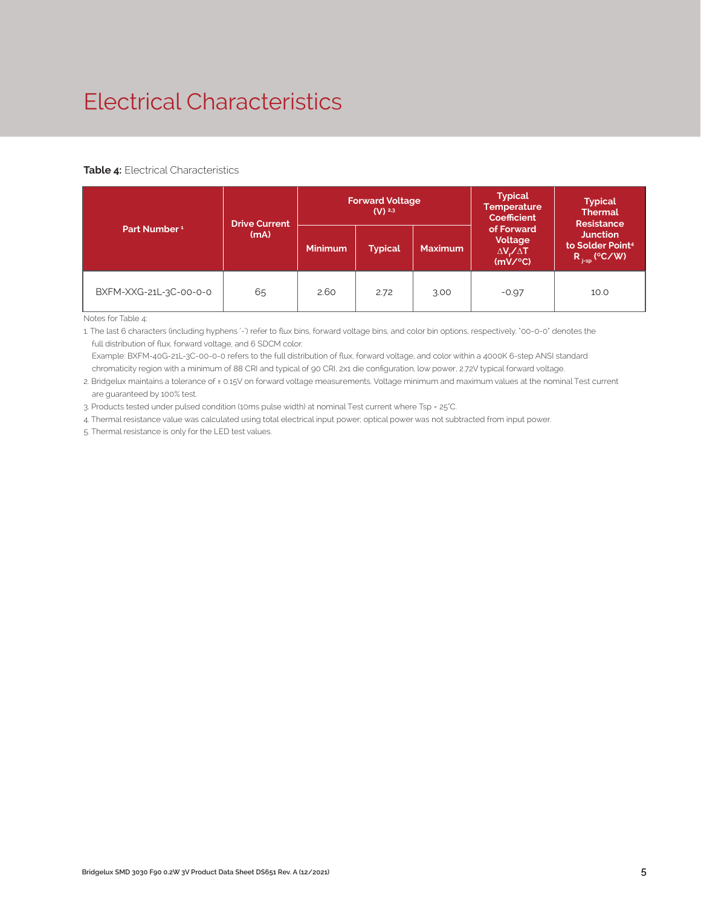# Electrical Characteristics

**Table 4:** Electrical Characteristics

| Part Number [1] | Drive Current (mA) | Forward Voltage (V) [2,3] | | | Typical Temperature Coefficient of Forward Voltage $\Delta V_f / \Delta T$ (mV/°C) | Typical Thermal Resistance Junction to Solder Point[4] $R_{j\text{-}sp}$ (°C/W) |
|---|---|---|---|---|---|---|
| | | Minimum | Typical | Maximum | | |
| BXFM-XXG-21L-3C-00-0-0 | 65 | 2.60 | 2.72 | 3.00 | -0.97 | 10.0 |

Notes for Table 4:

1. The last 6 characters (including hyphens '-') refer to flux bins, forward voltage bins, and color bin options, respectively. "00-0-0" denotes the full distribution of flux, forward voltage, and 6 SDCM color.
   Example: BXFM-40G-21L-3C-00-0-0 refers to the full distribution of flux, forward voltage, and color within a 4000K 6-step ANSI standard chromaticity region with a minimum of 88 CRI and typical of 90 CRI, 2x1 die configuration, low power, 2.72V typical forward voltage.
2. Bridgelux maintains a tolerance of ± 0.15V on forward voltage measurements. Voltage minimum and maximum values at the nominal Test current are guaranteed by 100% test.
3. Products tested under pulsed condition (10ms pulse width) at nominal Test current where Tsp = 25°C.
4. Thermal resistance value was calculated using total electrical input power; optical power was not subtracted from input power.
5. Thermal resistance is only for the LED test values.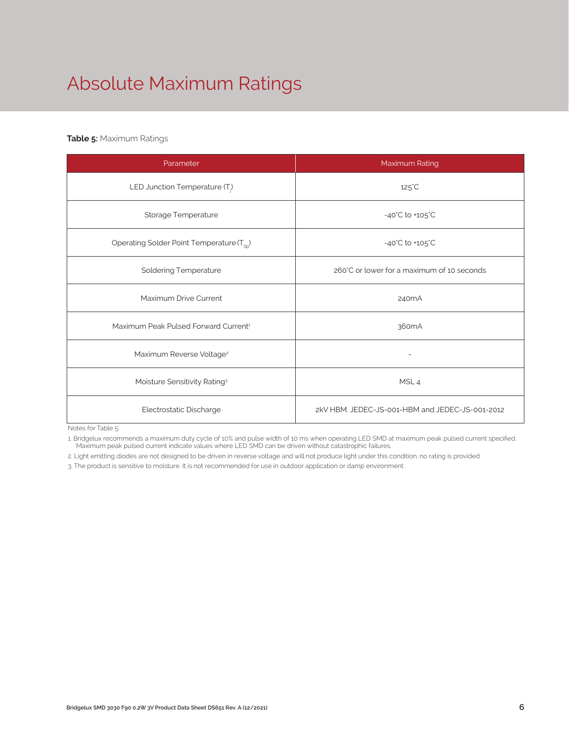# Absolute Maximum Ratings

**Table 5:** Maximum Ratings

| Parameter | Maximum Rating |
|---|---|
| LED Junction Temperature ($T_j$) | 125°C |
| Storage Temperature | -40°C to +105°C |
| Operating Solder Point Temperature ($T_{Sp}$) | -40°C to +105°C |
| Soldering Temperature | 260°C or lower for a maximum of 10 seconds |
| Maximum Drive Current | 240mA |
| Maximum Peak Pulsed Forward Current[1] | 360mA |
| Maximum Reverse Voltage[2] | - |
| Moisture Sensitivity Rating[3] | MSL 4 |
| Electrostatic Discharge | 2kV HBM. JEDEC-JS-001-HBM and JEDEC-JS-001-2012 |

Notes for Table 5:

1. Bridgelux recommends a maximum duty cycle of 10% and pulse width of 10 ms when operating LED SMD at maximum peak pulsed current specified. Maximum peak pulsed current indicate values where LED SMD can be driven without catastrophic failures.
2. Light emitting diodes are not designed to be driven in reverse voltage and will not produce light under this condition. no rating is provided
3. The product is sensitive to moisture. It is not recommended for use in outdoor application or damp environment .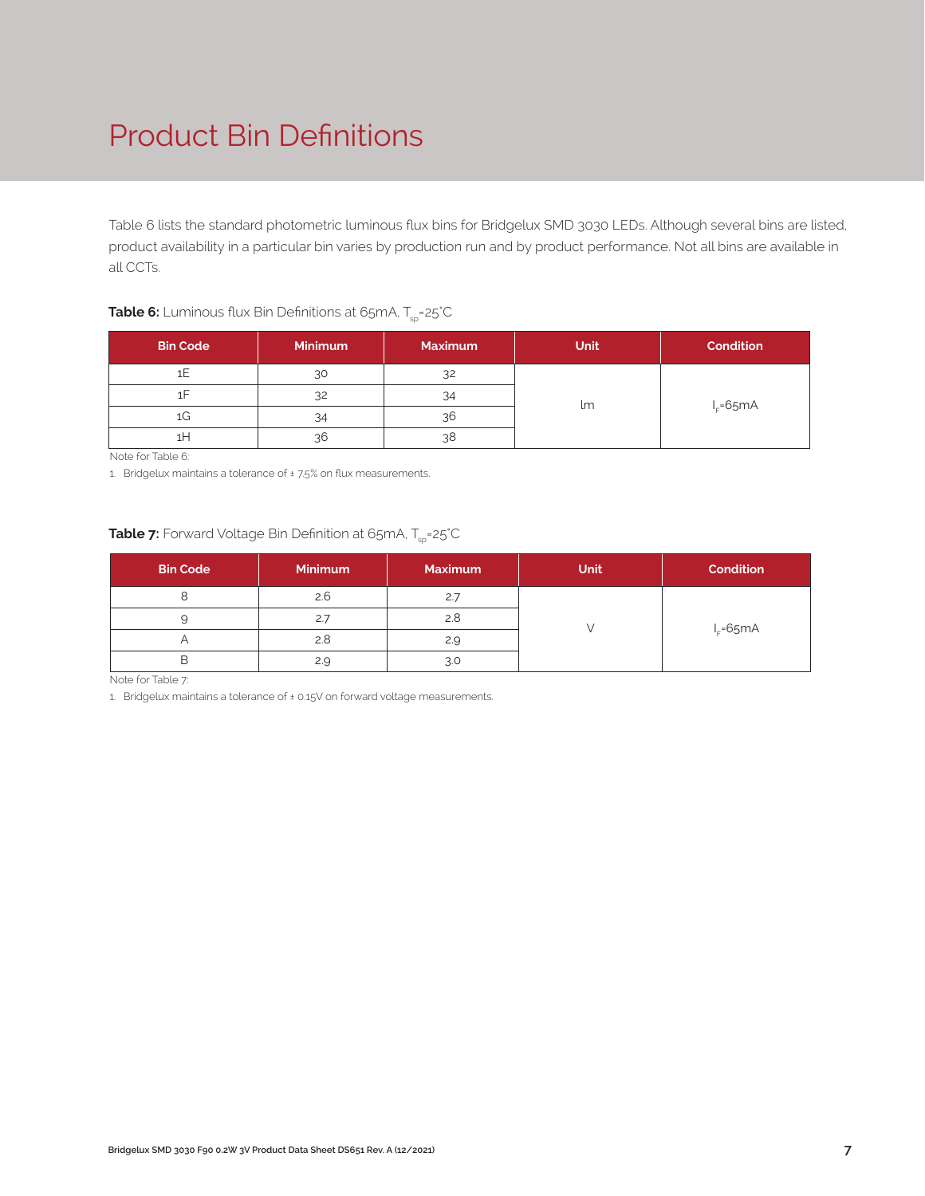# Product Bin Definitions

Table 6 lists the standard photometric luminous flux bins for Bridgelux SMD 3030 LEDs. Although several bins are listed, product availability in a particular bin varies by production run and by product performance. Not all bins are available in all CCTs.

**Table 6:** Luminous flux Bin Definitions at 65mA, $T_{sp}$=25°C

| Bin Code | Minimum | Maximum | Unit | Condition |
|---|---|---|---|---|
| 1E | 30 | 32 | lm | $I_F$=65mA |
| 1F | 32 | 34 | | |
| 1G | 34 | 36 | | |
| 1H | 36 | 38 | | |

Note for Table 6:

1. Bridgelux maintains a tolerance of ± 7.5% on flux measurements.

**Table 7:** Forward Voltage Bin Definition at 65mA, $T_{sp}$=25°C

| Bin Code | Minimum | Maximum | Unit | Condition |
|---|---|---|---|---|
| 8 | 2.6 | 2.7 | V | $I_F$=65mA |
| 9 | 2.7 | 2.8 | | |
| A | 2.8 | 2.9 | | |
| B | 2.9 | 3.0 | | |

Note for Table 7:

1. Bridgelux maintains a tolerance of ± 0.15V on forward voltage measurements.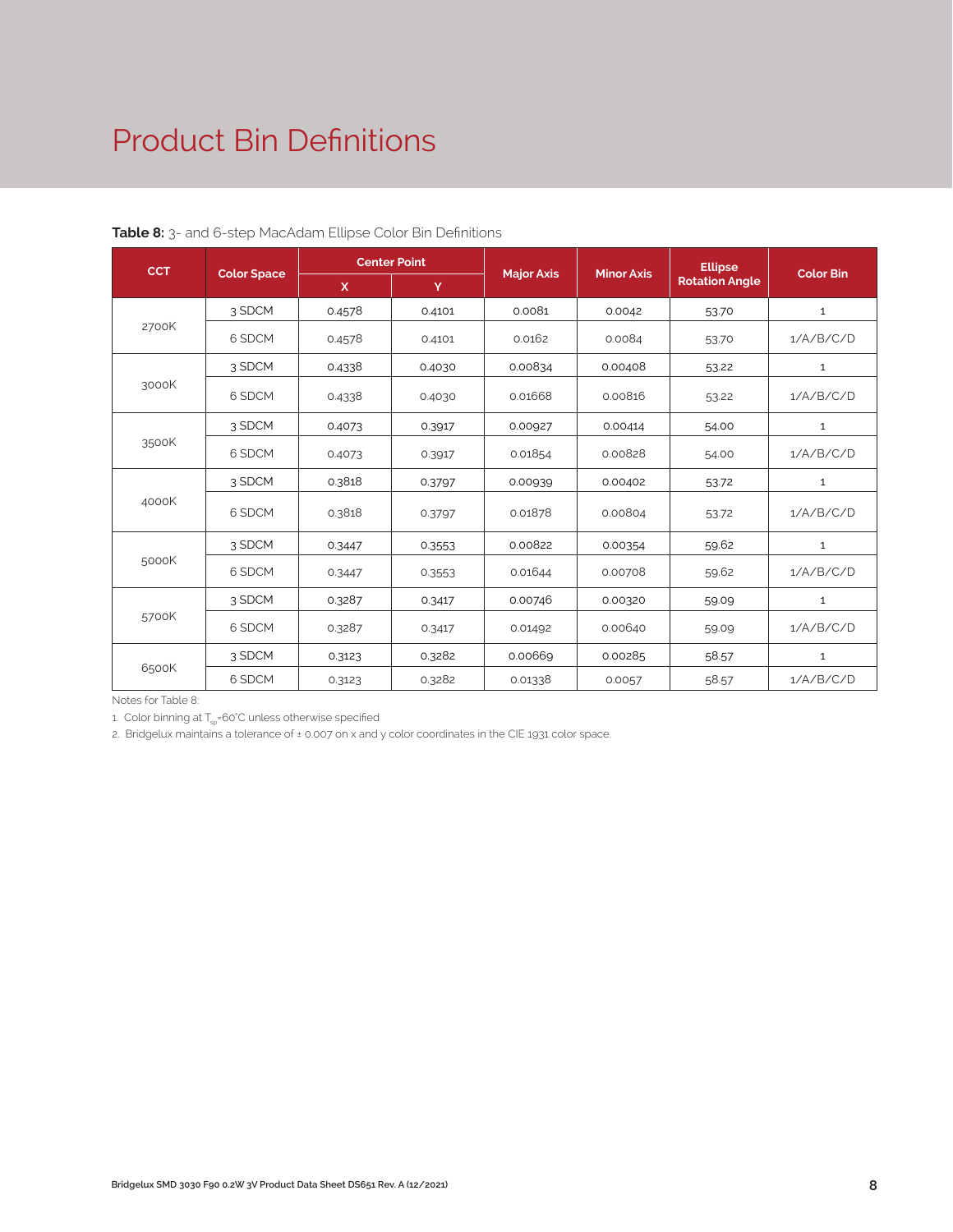# Product Bin Definitions

**Table 8:** 3- and 6-step MacAdam Ellipse Color Bin Definitions

| CCT | Color Space | Center Point | | Major Axis | Minor Axis | Ellipse Rotation Angle | Color Bin |
|---|---|---|---|---|---|---|---|
| | | X | Y | | | | |
| 2700K | 3 SDCM | 0.4578 | 0.4101 | 0.0081 | 0.0042 | 53.70 | 1 |
| | 6 SDCM | 0.4578 | 0.4101 | 0.0162 | 0.0084 | 53.70 | 1/A/B/C/D |
| 3000K | 3 SDCM | 0.4338 | 0.4030 | 0.00834 | 0.00408 | 53.22 | 1 |
| | 6 SDCM | 0.4338 | 0.4030 | 0.01668 | 0.00816 | 53.22 | 1/A/B/C/D |
| 3500K | 3 SDCM | 0.4073 | 0.3917 | 0.00927 | 0.00414 | 54.00 | 1 |
| | 6 SDCM | 0.4073 | 0.3917 | 0.01854 | 0.00828 | 54.00 | 1/A/B/C/D |
| 4000K | 3 SDCM | 0.3818 | 0.3797 | 0.00939 | 0.00402 | 53.72 | 1 |
| | 6 SDCM | 0.3818 | 0.3797 | 0.01878 | 0.00804 | 53.72 | 1/A/B/C/D |
| 5000K | 3 SDCM | 0.3447 | 0.3553 | 0.00822 | 0.00354 | 59.62 | 1 |
| | 6 SDCM | 0.3447 | 0.3553 | 0.01644 | 0.00708 | 59.62 | 1/A/B/C/D |
| 5700K | 3 SDCM | 0.3287 | 0.3417 | 0.00746 | 0.00320 | 59.09 | 1 |
| | 6 SDCM | 0.3287 | 0.3417 | 0.01492 | 0.00640 | 59.09 | 1/A/B/C/D |
| 6500K | 3 SDCM | 0.3123 | 0.3282 | 0.00669 | 0.00285 | 58.57 | 1 |
| | 6 SDCM | 0.3123 | 0.3282 | 0.01338 | 0.0057 | 58.57 | 1/A/B/C/D |

Notes for Table 8:

1. Color binning at $T_{sp}$=60°C unless otherwise specified
2. Bridgelux maintains a tolerance of ± 0.007 on x and y color coordinates in the CIE 1931 color space.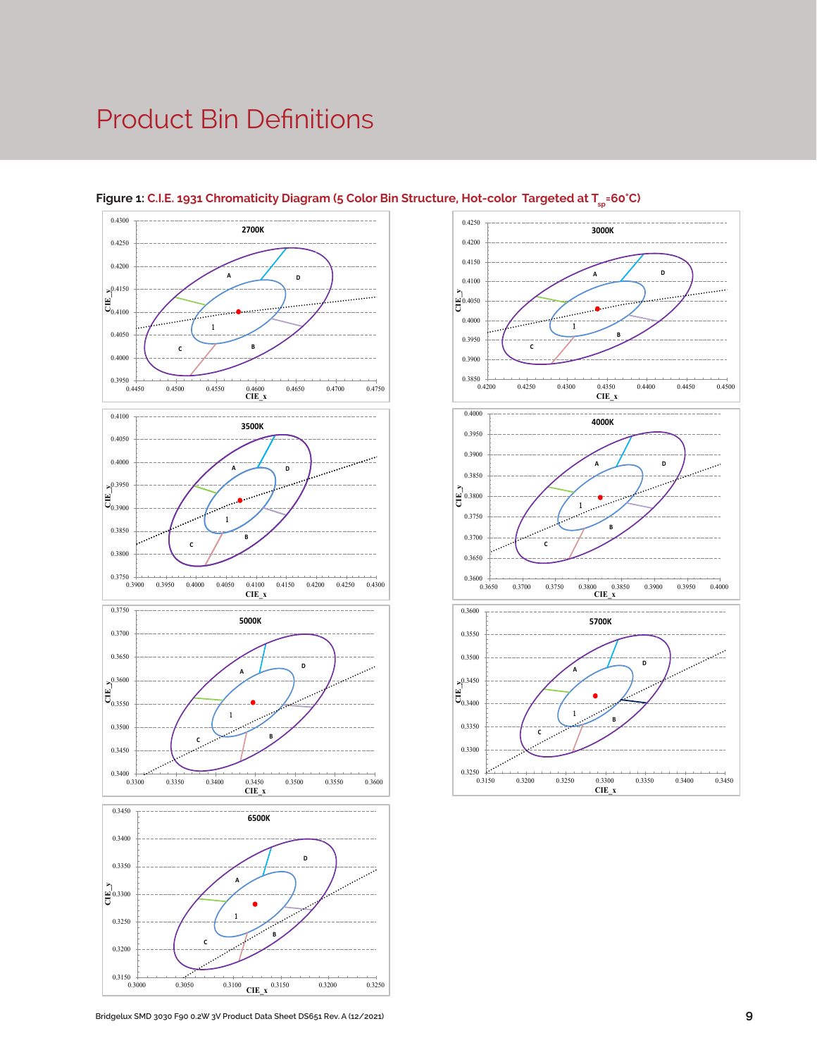# Product Bin Definitions

**Figure 1:** C.I.E. 1931 Chromaticity Diagram (5 Color Bin Structure, Hot-color Targeted at $T_{sp}$=60°C)

2700K
CIE_y: 0.3950, 0.4000, 0.4050, 0.4100, 0.4150, 0.4200, 0.4250, 0.4300
CIE_x: 0.4450, 0.4500, 0.4550, 0.4600, 0.4650, 0.4700, 0.4750
A, B, C, D, 1

3000K
CIE_y: 0.3850, 0.3900, 0.3950, 0.4000, 0.4050, 0.4100, 0.4150, 0.4200, 0.4250
CIE_x: 0.4200, 0.4250, 0.4300, 0.4350, 0.4400, 0.4450, 0.4500
A, B, C, D, 1

3500K
CIE_y: 0.3750, 0.3800, 0.3850, 0.3900, 0.3950, 0.4000, 0.4050, 0.4100
CIE_x: 0.3900, 0.3950, 0.4000, 0.4050, 0.4100, 0.4150, 0.4200, 0.4250, 0.4300
A, B, C, D, 1

4000K
CIE_y: 0.3600, 0.3650, 0.3700, 0.3750, 0.3800, 0.3850, 0.3900, 0.3950, 0.4000
CIE_x: 0.3650, 0.3700, 0.3750, 0.3800, 0.3850, 0.3900, 0.3950, 0.4000
A, B, C, D, 1

5000K
CIE_y: 0.3400, 0.3450, 0.3500, 0.3550, 0.3600, 0.3650, 0.3700, 0.3750
CIE_x: 0.3300, 0.3350, 0.3400, 0.3450, 0.3500, 0.3550, 0.3600
A, B, C, D, 1

5700K
CIE_y: 0.3250, 0.3300, 0.3350, 0.3400, 0.3450, 0.3500, 0.3550, 0.3600
CIE_x: 0.3150, 0.3200, 0.3250, 0.3300, 0.3350, 0.3400, 0.3450
A, B, C, D, 1

6500K
CIE_y: 0.3150, 0.3200, 0.3250, 0.3300, 0.3350, 0.3400, 0.3450
CIE_x: 0.3000, 0.3050, 0.3100, 0.3150, 0.3200, 0.3250
A, B, C, D, 1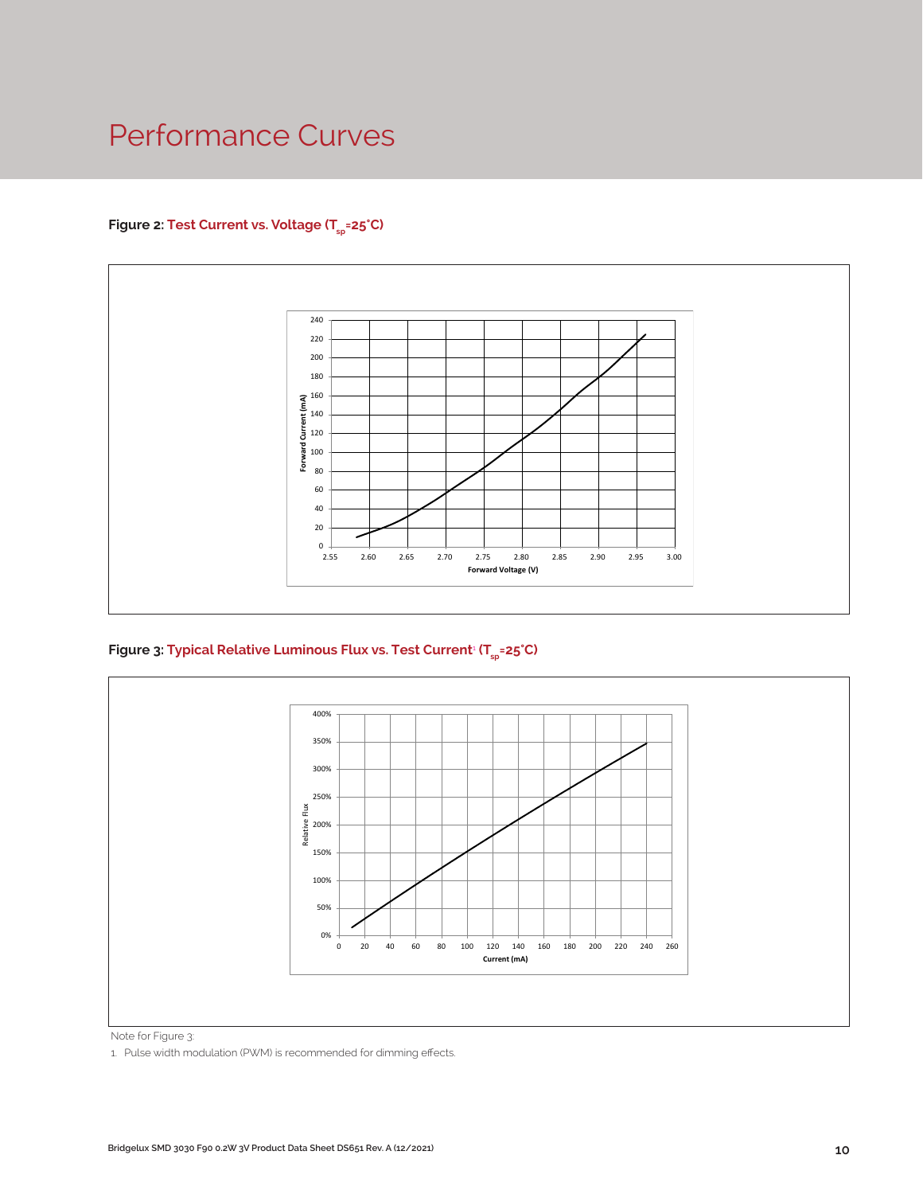# Performance Curves

**Figure 2: Test Current vs. Voltage ($T_{sp}$=25°C)**

Forward Current (mA)

240
220
200
180
160
140
120
100
80
60
40
20
0

2.55 2.60 2.65 2.70 2.75 2.80 2.85 2.90 2.95 3.00

Forward Voltage (V)

**Figure 3: Typical Relative Luminous Flux vs. Test Current[1] ($T_{sp}$=25°C)**

Relative Flux

400%
350%
300%
250%
200%
150%
100%
50%
0%

0 20 40 60 80 100 120 140 160 180 200 220 240 260

Current (mA)

Note for Figure 3:

1. Pulse width modulation (PWM) is recommended for dimming effects.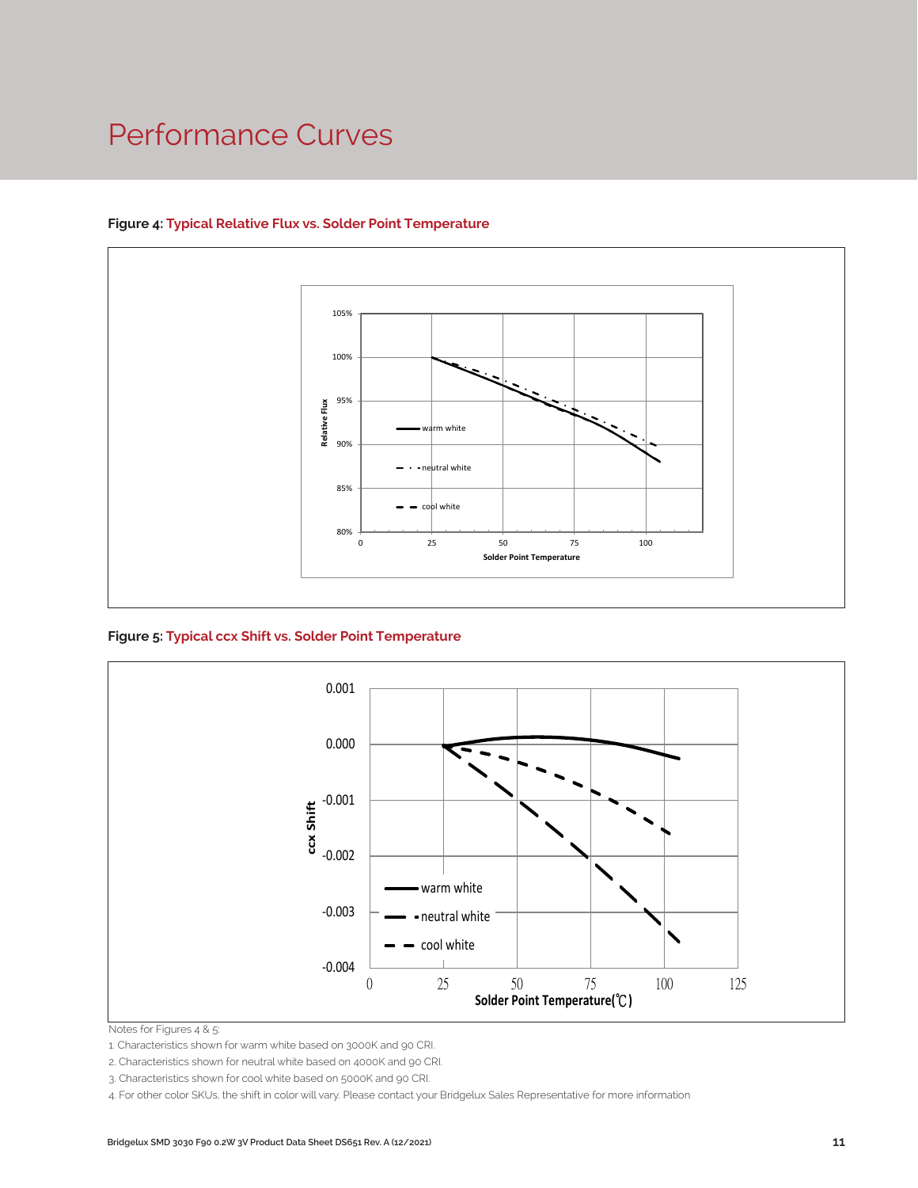# Performance Curves

**Figure 4: Typical Relative Flux vs. Solder Point Temperature**

105%
100%
95%
90%
85%
80%
Relative Flux
0
25
50
75
100
Solder Point Temperature
warm white
neutral white
cool white

**Figure 5: Typical ccx Shift vs. Solder Point Temperature**

0.001
0.000
-0.001
-0.002
-0.003
-0.004
ccx Shift
0
25
50
75
100
125
Solder Point Temperature(℃)
warm white
neutral white
cool white

Notes for Figures 4 & 5:

1. Characteristics shown for warm white based on 3000K and 90 CRI.
2. Characteristics shown for neutral white based on 4000K and 90 CRI.
3. Characteristics shown for cool white based on 5000K and 90 CRI.
4. For other color SKUs, the shift in color will vary. Please contact your Bridgelux Sales Representative for more information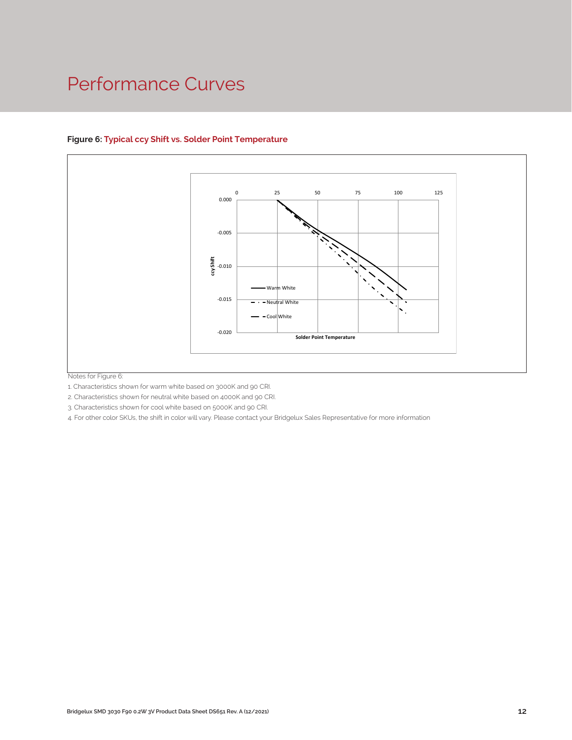# Performance Curves

**Figure 6: Typical ccy Shift vs. Solder Point Temperature**

0 25 50 75 100 125

0.000
-0.005
-0.010
-0.015
-0.020

ccy Shift

Solder Point Temperature

Warm White
Neutral White
Cool White

Notes for Figure 6:

1. Characteristics shown for warm white based on 3000K and 90 CRI.
2. Characteristics shown for neutral white based on 4000K and 90 CRI.
3. Characteristics shown for cool white based on 5000K and 90 CRI.
4. For other color SKUs, the shift in color will vary. Please contact your Bridgelux Sales Representative for more information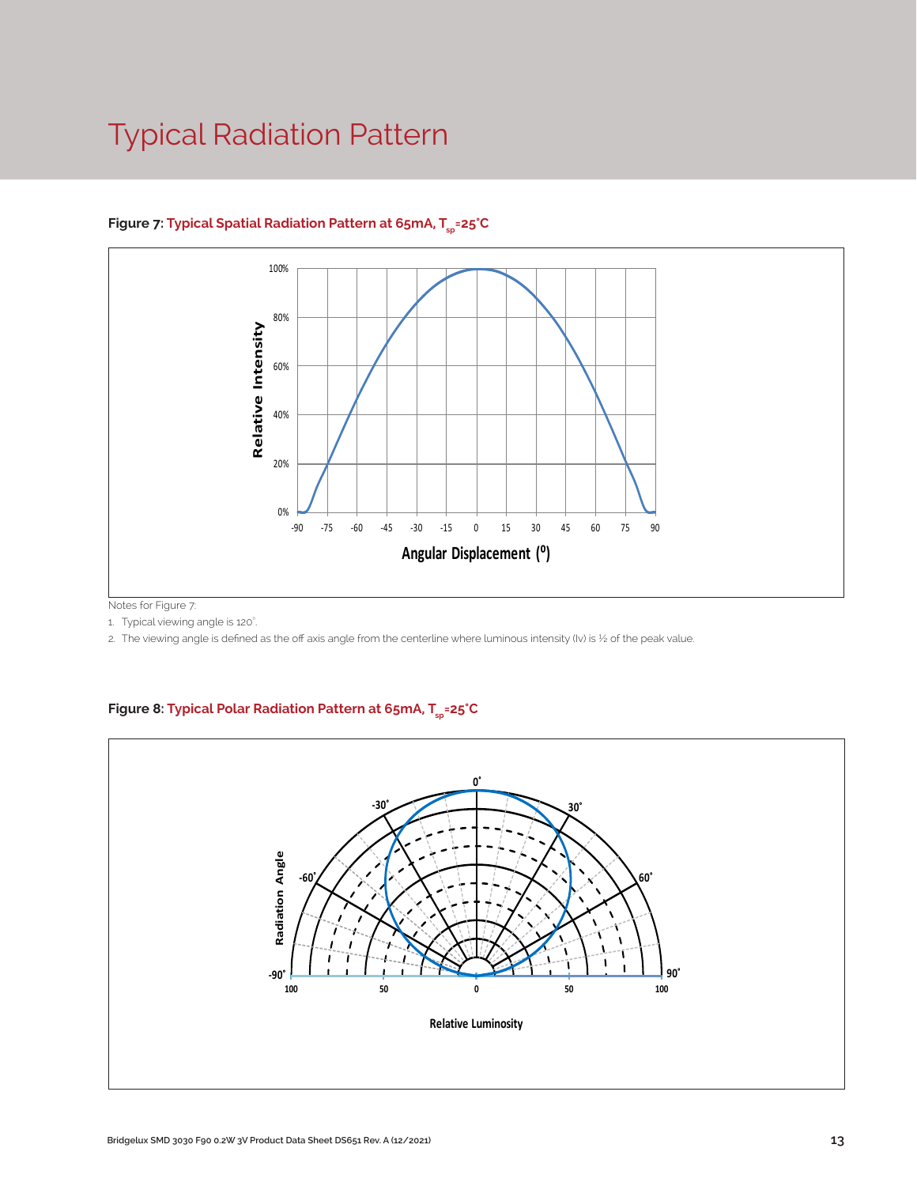# Typical Radiation Pattern

**Figure 7: Typical Spatial Radiation Pattern at 65mA, $T_{sp}$=25°C**

100%
80%
60%
40%
20%
0%

Relative Intensity

-90 -75 -60 -45 -30 -15 0 15 30 45 60 75 90

Angular Displacement (°)

Notes for Figure 7:

1. Typical viewing angle is 120°.
2. The viewing angle is defined as the off axis angle from the centerline where luminous intensity (Iv) is ½ of the peak value.

**Figure 8: Typical Polar Radiation Pattern at 65mA, $T_{sp}$=25°C**

0°
-30° 30°
-60° 60°
-90° 90°

Radiation Angle

100 50 0 50 100

Relative Luminosity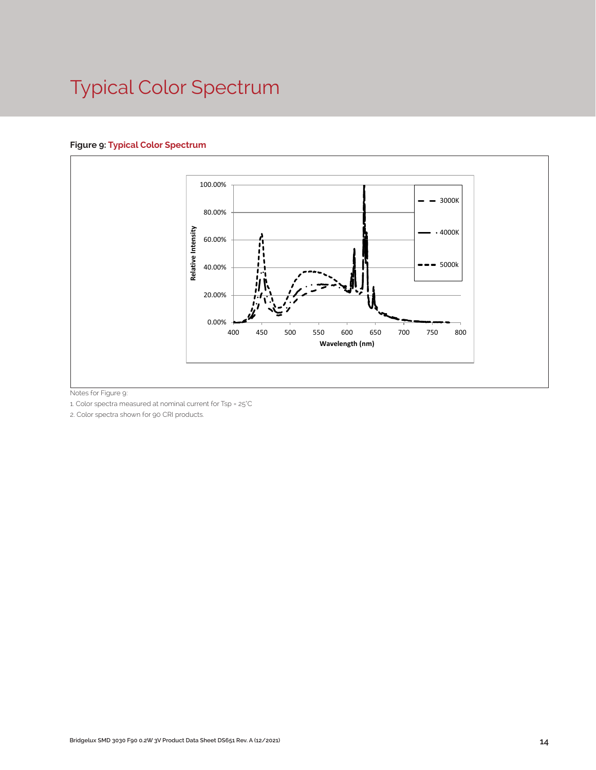# Typical Color Spectrum

**Figure 9: Typical Color Spectrum**

100.00%
80.00%
60.00%
40.00%
20.00%
0.00%

Relative Intensity

400 450 500 550 600 650 700 750 800

Wavelength (nm)

3000K
4000K
5000k

Notes for Figure 9:

1. Color spectra measured at nominal current for Tsp = 25°C
2. Color spectra shown for 90 CRI products.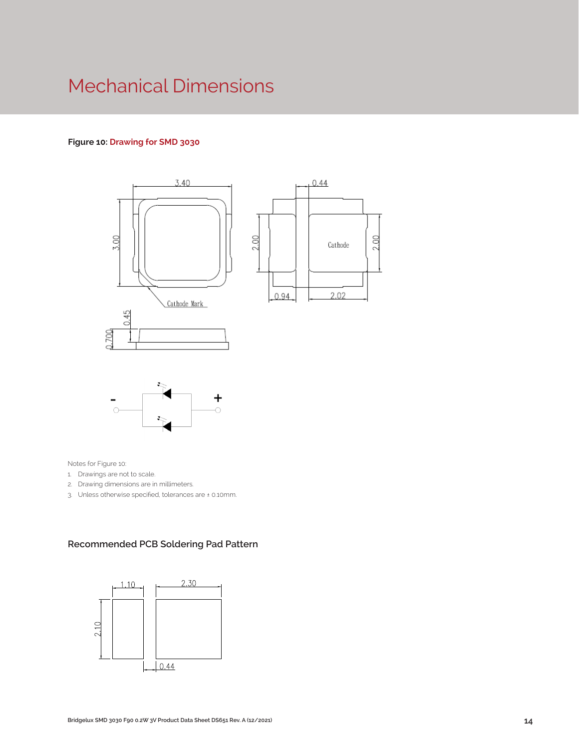# Mechanical Dimensions

**Figure 10: Drawing for SMD 3030**

3.40

3.00

Cathode Mark

0.45

0.700

0.44

2.00

Cathode

2.00

0.94

2.02

-

+

Notes for Figure 10:

1. Drawings are not to scale.
2. Drawing dimensions are in millimeters.
3. Unless otherwise specified, tolerances are ± 0.10mm.

### Recommended PCB Soldering Pad Pattern

1.10

2.30

2.10

0.44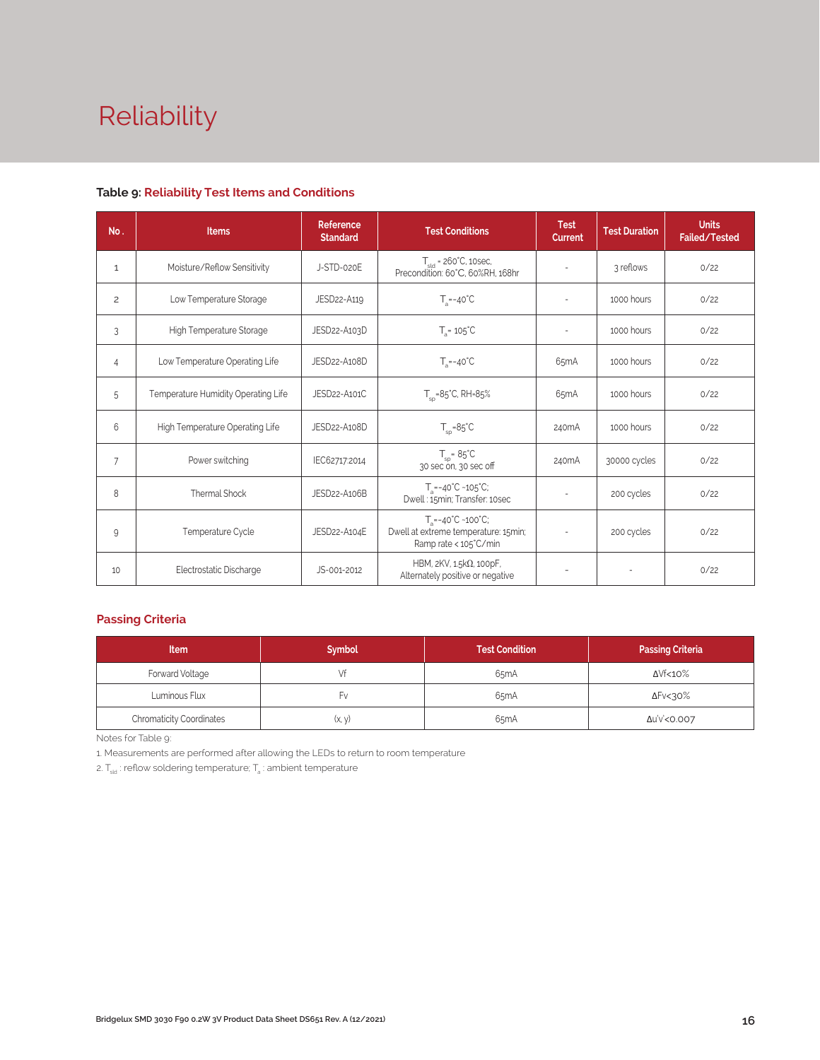# Reliability

### Table 9: Reliability Test Items and Conditions

| No. | Items | Reference Standard | Test Conditions | Test Current | Test Duration | Units Failed/Tested |
|---|---|---|---|---|---|---|
| 1 | Moisture/Reflow Sensitivity | J-STD-020E | $T_{sld}$ = 260°C, 10sec, Precondition: 60°C, 60%RH, 168hr | - | 3 reflows | 0/22 |
| 2 | Low Temperature Storage | JESD22-A119 | $T_a$=-40°C | - | 1000 hours | 0/22 |
| 3 | High Temperature Storage | JESD22-A103D | $T_a$= 105°C | - | 1000 hours | 0/22 |
| 4 | Low Temperature Operating Life | JESD22-A108D | $T_a$=-40°C | 65mA | 1000 hours | 0/22 |
| 5 | Temperature Humidity Operating Life | JESD22-A101C | $T_{sp}$=85°C, RH=85% | 65mA | 1000 hours | 0/22 |
| 6 | High Temperature Operating Life | JESD22-A108D | $T_{sp}$=85°C | 240mA | 1000 hours | 0/22 |
| 7 | Power switching | IEC62717:2014 | $T_{sp}$= 85°C 30 sec on, 30 sec off | 240mA | 30000 cycles | 0/22 |
| 8 | Thermal Shock | JESD22-A106B | $T_a$=-40°C ~105°C; Dwell : 15min; Transfer: 10sec | - | 200 cycles | 0/22 |
| 9 | Temperature Cycle | JESD22-A104E | $T_a$=-40°C ~100°C; Dwell at extreme temperature: 15min; Ramp rate < 105°C/min | - | 200 cycles | 0/22 |
| 10 | Electrostatic Discharge | JS-001-2012 | HBM, 2KV, 1.5kΩ, 100pF, Alternately positive or negative | - | - | 0/22 |

### Passing Criteria

| Item | Symbol | Test Condition | Passing Criteria |
|---|---|---|---|
| Forward Voltage | Vf | 65mA | ΔVf<10% |
| Luminous Flux | Fv | 65mA | ΔFv<30% |
| Chromaticity Coordinates | (x, y) | 65mA | Δu'v'<0.007 |

Notes for Table 9:

1. Measurements are performed after allowing the LEDs to return to room temperature
2. $T_{sld}$ : reflow soldering temperature; $T_a$ : ambient temperature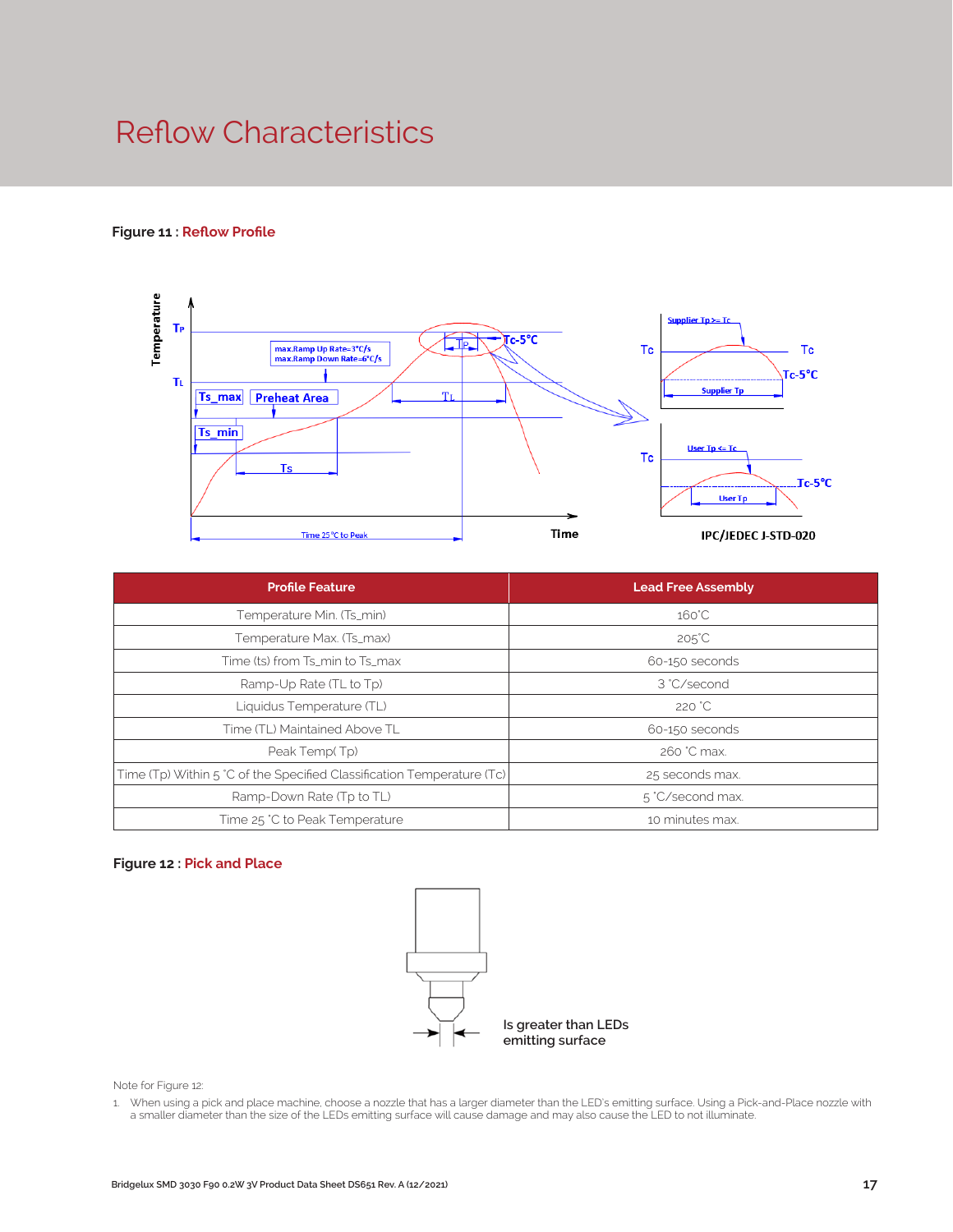# Reflow Characteristics

**Figure 11 : Reflow Profile**

Temperature

TP

TL

max.Ramp Up Rate=3°C/s
max.Ramp Down Rate=6°C/s

Ts_max

Preheat Area

Ts_min

Ts

TL

TP

Tc-5°C

Time 25°C to Peak

Time

Supplier Tp >= Tc

Tc

Tc

Tc-5°C

Supplier Tp

User Tp <= Tc

Tc

Tc-5°C

User Tp

IPC/JEDEC J-STD-020

| Profile Feature | Lead Free Assembly |
|---|---|
| Temperature Min. (Ts_min) | 160°C |
| Temperature Max. (Ts_max) | 205°C |
| Time (ts) from Ts_min to Ts_max | 60-150 seconds |
| Ramp-Up Rate (TL to Tp) | 3 °C/second |
| Liquidus Temperature (TL) | 220 °C |
| Time (TL) Maintained Above TL | 60-150 seconds |
| Peak Temp( Tp) | 260 °C max. |
| Time (Tp) Within 5 °C of the Specified Classification Temperature (Tc) | 25 seconds max. |
| Ramp-Down Rate (Tp to TL) | 5 °C/second max. |
| Time 25 °C to Peak Temperature | 10 minutes max. |

**Figure 12 : Pick and Place**

Is greater than LEDs emitting surface

Note for Figure 12:

1. When using a pick and place machine, choose a nozzle that has a larger diameter than the LED's emitting surface. Using a Pick-and-Place nozzle with a smaller diameter than the size of the LEDs emitting surface will cause damage and may also cause the LED to not illuminate.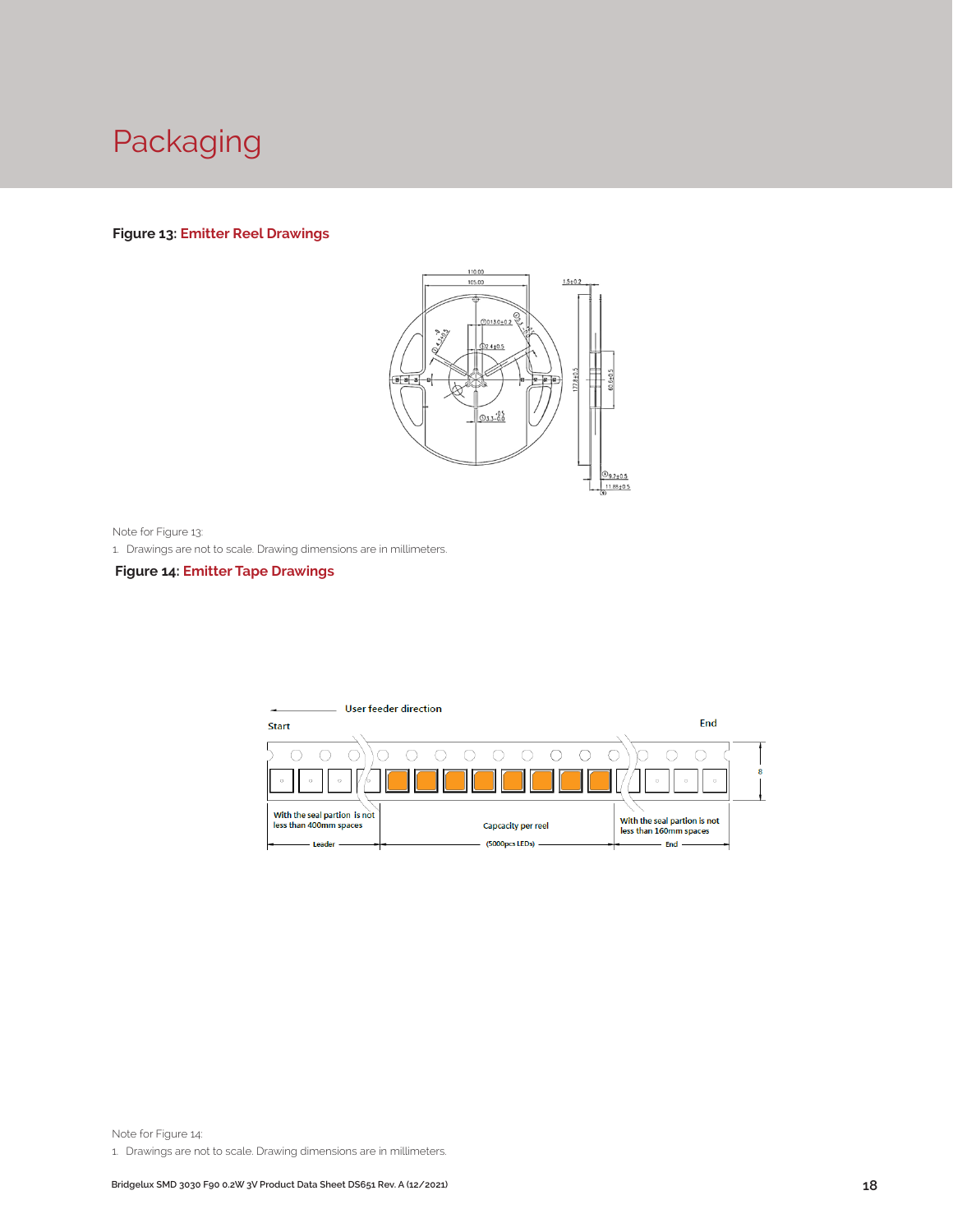# Packaging

**Figure 13: Emitter Reel Drawings**

110.00
105.00
1.5±0.2
Ø13.0+0.2
Ø2.4±0.5
Ø13.1-0.0 +0.5
177.8±0.5
60.0±0.5
Ø9.7±0.5
11.88±0.5

Note for Figure 13:

1. Drawings are not to scale. Drawing dimensions are in millimeters.

**Figure 14: Emitter Tape Drawings**

User feeder direction
Start
End
8
With the seal partion is not less than 400mm spaces
Leader
Capcacity per reel
(5000pcs LEDs)
With the seal partion is not less than 160mm spaces
End

Note for Figure 14:

1. Drawings are not to scale. Drawing dimensions are in millimeters.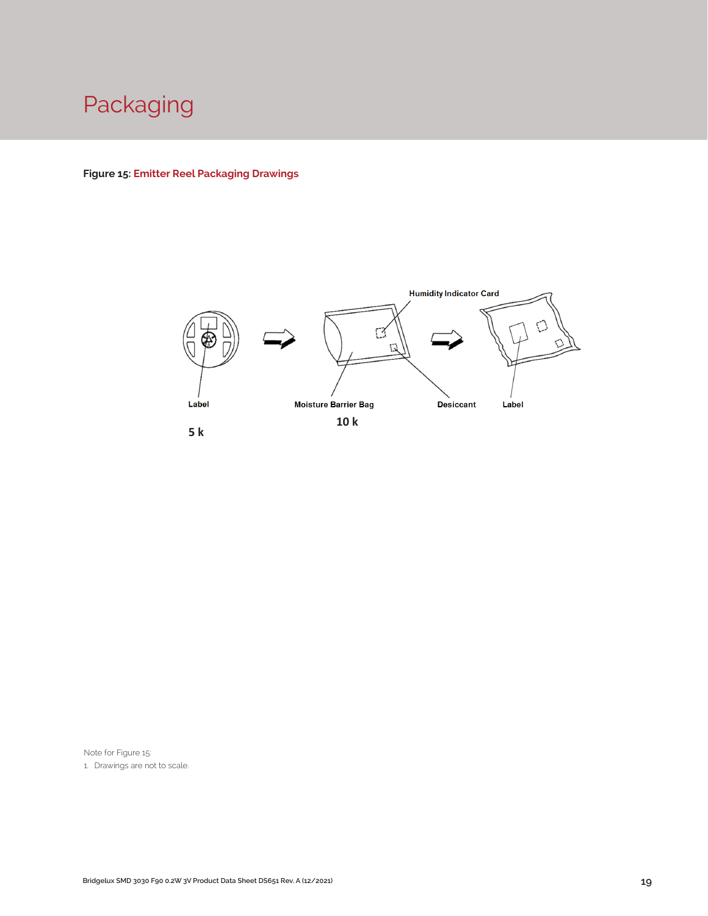# Packaging

**Figure 15: Emitter Reel Packaging Drawings**

Humidity Indicator Card

Label

Moisture Barrier Bag

Desiccant

Label

5 k

10 k

Note for Figure 15:

1. Drawings are not to scale.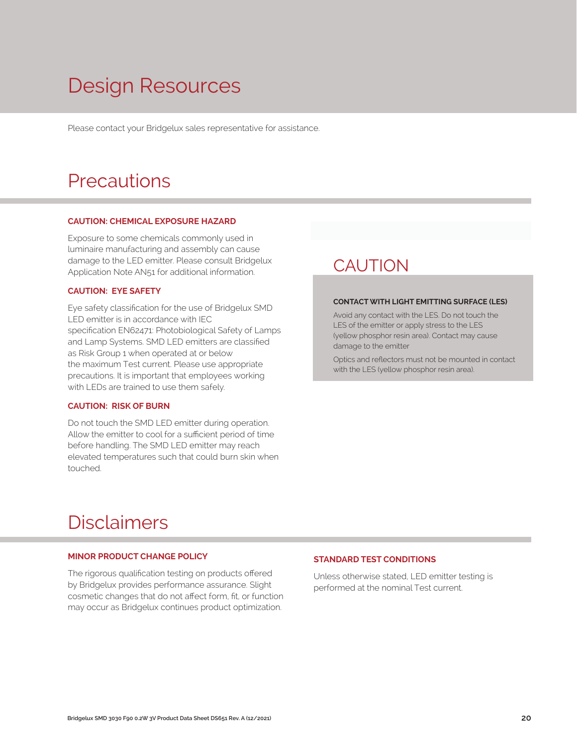# Design Resources

Please contact your Bridgelux sales representative for assistance.

# Precautions

### CAUTION: CHEMICAL EXPOSURE HAZARD

Exposure to some chemicals commonly used in luminaire manufacturing and assembly can cause damage to the LED emitter. Please consult Bridgelux Application Note AN51 for additional information.

### CAUTION: EYE SAFETY

Eye safety classification for the use of Bridgelux SMD LED emitter is in accordance with IEC specification EN62471: Photobiological Safety of Lamps and Lamp Systems. SMD LED emitters are classified as Risk Group 1 when operated at or below the maximum Test current. Please use appropriate precautions. It is important that employees working with LEDs are trained to use them safely.

### CAUTION: RISK OF BURN

Do not touch the SMD LED emitter during operation. Allow the emitter to cool for a sufficient period of time before handling. The SMD LED emitter may reach elevated temperatures such that could burn skin when touched.

## CAUTION

**CONTACT WITH LIGHT EMITTING SURFACE (LES)**

Avoid any contact with the LES. Do not touch the LES of the emitter or apply stress to the LES (yellow phosphor resin area). Contact may cause damage to the emitter

Optics and reflectors must not be mounted in contact with the LES (yellow phosphor resin area).

# Disclaimers

### MINOR PRODUCT CHANGE POLICY

The rigorous qualification testing on products offered by Bridgelux provides performance assurance. Slight cosmetic changes that do not affect form, fit, or function may occur as Bridgelux continues product optimization.

### STANDARD TEST CONDITIONS

Unless otherwise stated, LED emitter testing is performed at the nominal Test current.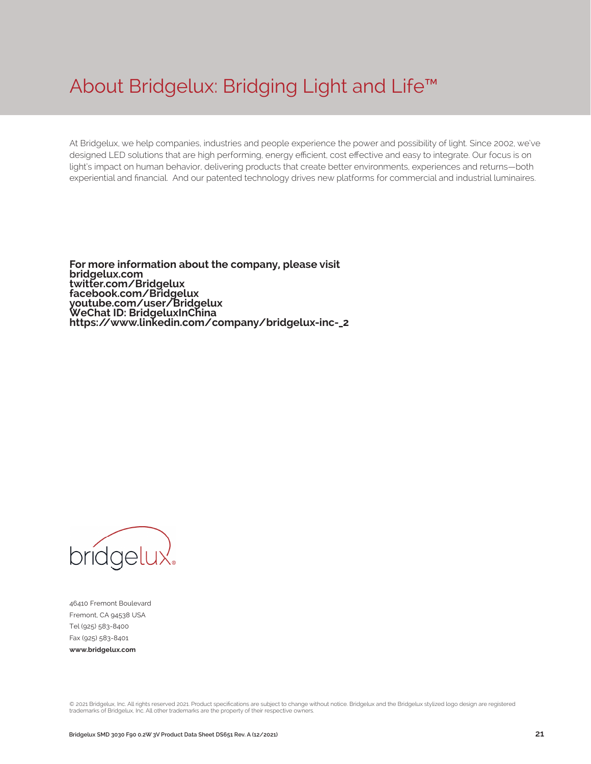# About Bridgelux: Bridging Light and Life™

At Bridgelux, we help companies, industries and people experience the power and possibility of light. Since 2002, we've designed LED solutions that are high performing, energy efficient, cost effective and easy to integrate. Our focus is on light's impact on human behavior, delivering products that create better environments, experiences and returns—both experiential and financial. And our patented technology drives new platforms for commercial and industrial luminaires.

**For more information about the company, please visit**
**bridgelux.com**
**twitter.com/Bridgelux**
**facebook.com/Bridgelux**
**youtube.com/user/Bridgelux**
**WeChat ID: BridgeluxInChina**
**https://www.linkedin.com/company/bridgelux-inc-_2**

46410 Fremont Boulevard
Fremont, CA 94538 USA
Tel (925) 583-8400
Fax (925) 583-8401
**www.bridgelux.com**

© 2021 Bridgelux, Inc. All rights reserved 2021. Product specifications are subject to change without notice. Bridgelux and the Bridgelux stylized logo design are registered trademarks of Bridgelux, Inc. All other trademarks are the property of their respective owners.